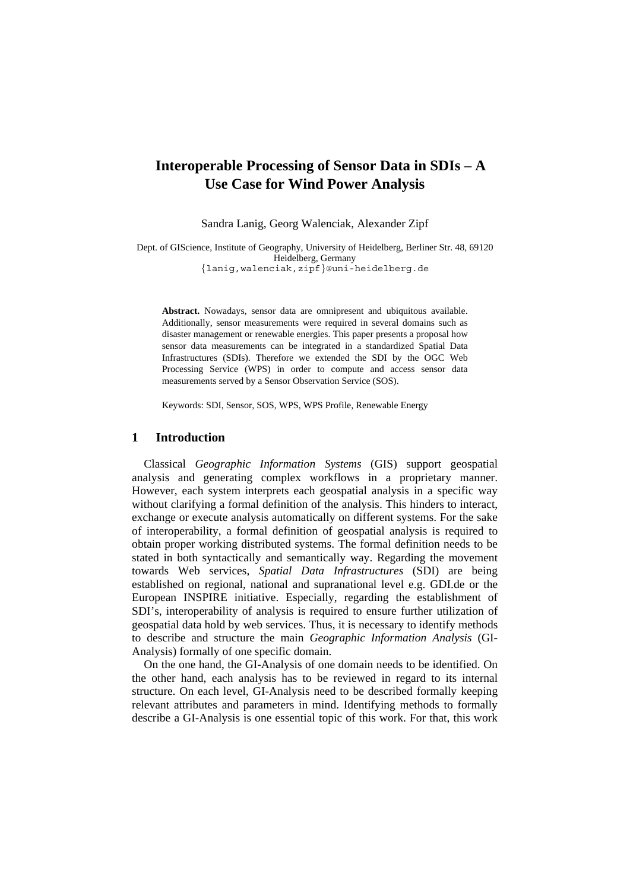# Interoperable Processing of Sensor Data in SDIs – A Use Case for Wind Power Analysis

Sandra Lanig, Georg Walenciak, Alexander Zipf

Dept. of GIScience, Institute of Geography, University of Heidelberg, Berliner Str. 48, 69120 Heidelberg, Germany
{lanig,walenciak,zipf}@uni-heidelberg.de

**Abstract.** Nowadays, sensor data are omnipresent and ubiquitous available. Additionally, sensor measurements were required in several domains such as disaster management or renewable energies. This paper presents a proposal how sensor data measurements can be integrated in a standardized Spatial Data Infrastructures (SDIs). Therefore we extended the SDI by the OGC Web Processing Service (WPS) in order to compute and access sensor data measurements served by a Sensor Observation Service (SOS).

Keywords: SDI, Sensor, SOS, WPS, WPS Profile, Renewable Energy

## 1 Introduction

Classical *Geographic Information Systems* (GIS) support geospatial analysis and generating complex workflows in a proprietary manner. However, each system interprets each geospatial analysis in a specific way without clarifying a formal definition of the analysis. This hinders to interact, exchange or execute analysis automatically on different systems. For the sake of interoperability, a formal definition of geospatial analysis is required to obtain proper working distributed systems. The formal definition needs to be stated in both syntactically and semantically way. Regarding the movement towards Web services, *Spatial Data Infrastructures* (SDI) are being established on regional, national and supranational level e.g. GDI.de or the European INSPIRE initiative. Especially, regarding the establishment of SDI's, interoperability of analysis is required to ensure further utilization of geospatial data hold by web services. Thus, it is necessary to identify methods to describe and structure the main *Geographic Information Analysis* (GI-Analysis) formally of one specific domain.

On the one hand, the GI-Analysis of one domain needs to be identified. On the other hand, each analysis has to be reviewed in regard to its internal structure. On each level, GI-Analysis need to be described formally keeping relevant attributes and parameters in mind. Identifying methods to formally describe a GI-Analysis is one essential topic of this work. For that, this work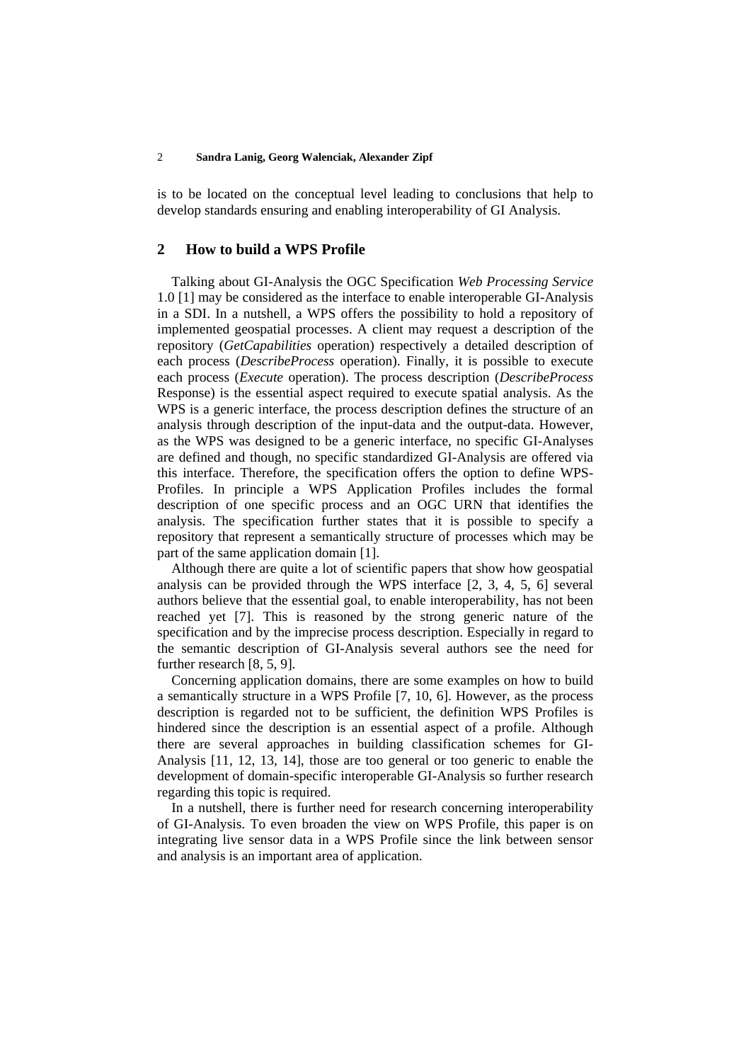is to be located on the conceptual level leading to conclusions that help to develop standards ensuring and enabling interoperability of GI Analysis.

## 2 How to build a WPS Profile

Talking about GI-Analysis the OGC Specification *Web Processing Service* 1.0 [1] may be considered as the interface to enable interoperable GI-Analysis in a SDI. In a nutshell, a WPS offers the possibility to hold a repository of implemented geospatial processes. A client may request a description of the repository (*GetCapabilities* operation) respectively a detailed description of each process (*DescribeProcess* operation). Finally, it is possible to execute each process (*Execute* operation). The process description (*DescribeProcess* Response) is the essential aspect required to execute spatial analysis. As the WPS is a generic interface, the process description defines the structure of an analysis through description of the input-data and the output-data. However, as the WPS was designed to be a generic interface, no specific GI-Analyses are defined and though, no specific standardized GI-Analysis are offered via this interface. Therefore, the specification offers the option to define WPS-Profiles. In principle a WPS Application Profiles includes the formal description of one specific process and an OGC URN that identifies the analysis. The specification further states that it is possible to specify a repository that represent a semantically structure of processes which may be part of the same application domain [1].

Although there are quite a lot of scientific papers that show how geospatial analysis can be provided through the WPS interface [2, 3, 4, 5, 6] several authors believe that the essential goal, to enable interoperability, has not been reached yet [7]. This is reasoned by the strong generic nature of the specification and by the imprecise process description. Especially in regard to the semantic description of GI-Analysis several authors see the need for further research [8, 5, 9].

Concerning application domains, there are some examples on how to build a semantically structure in a WPS Profile [7, 10, 6]. However, as the process description is regarded not to be sufficient, the definition WPS Profiles is hindered since the description is an essential aspect of a profile. Although there are several approaches in building classification schemes for GI-Analysis [11, 12, 13, 14], those are too general or too generic to enable the development of domain-specific interoperable GI-Analysis so further research regarding this topic is required.

In a nutshell, there is further need for research concerning interoperability of GI-Analysis. To even broaden the view on WPS Profile, this paper is on integrating live sensor data in a WPS Profile since the link between sensor and analysis is an important area of application.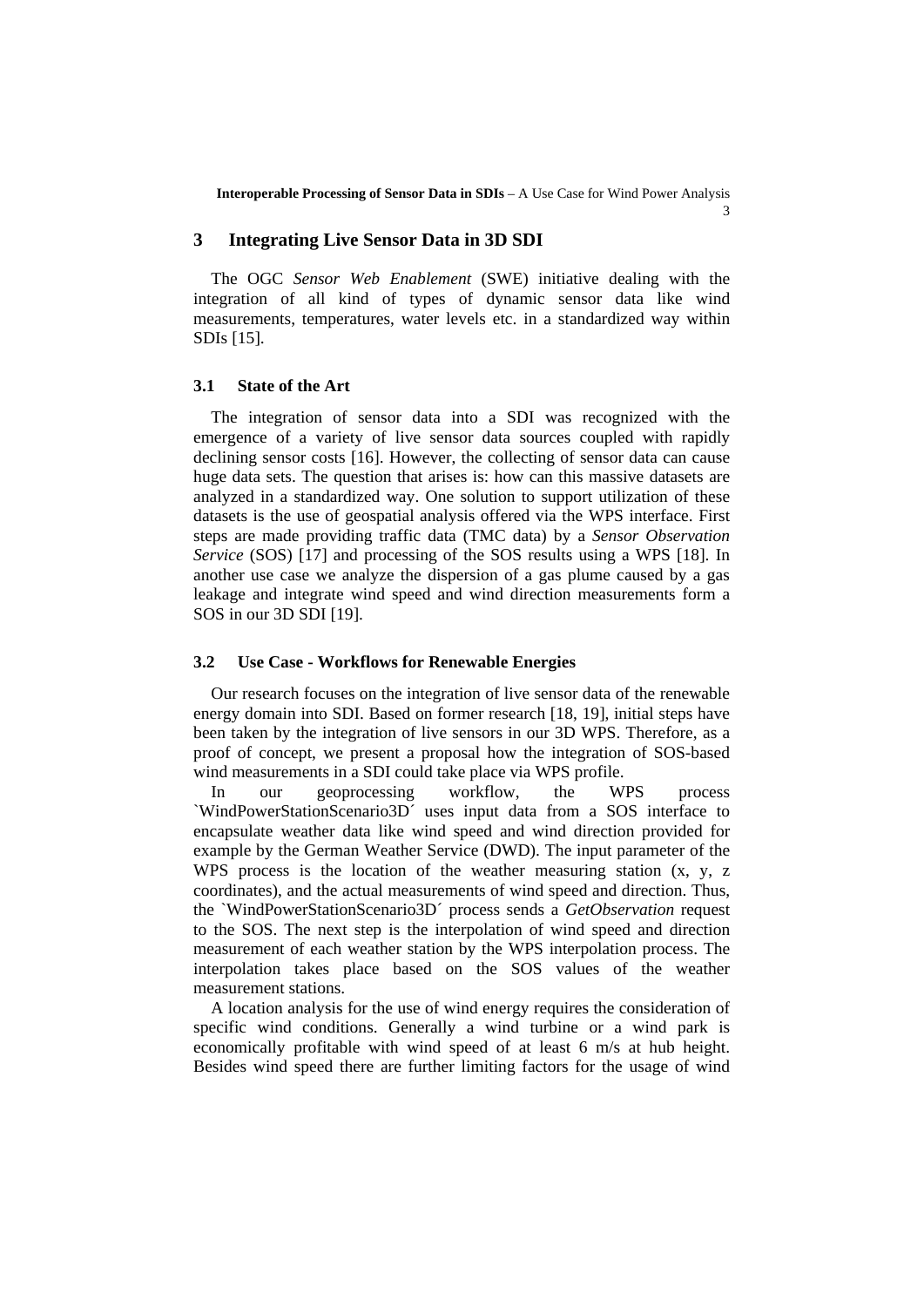## 3 Integrating Live Sensor Data in 3D SDI

The OGC *Sensor Web Enablement* (SWE) initiative dealing with the integration of all kind of types of dynamic sensor data like wind measurements, temperatures, water levels etc. in a standardized way within SDIs [15].

### 3.1 State of the Art

The integration of sensor data into a SDI was recognized with the emergence of a variety of live sensor data sources coupled with rapidly declining sensor costs [16]. However, the collecting of sensor data can cause huge data sets. The question that arises is: how can this massive datasets are analyzed in a standardized way. One solution to support utilization of these datasets is the use of geospatial analysis offered via the WPS interface. First steps are made providing traffic data (TMC data) by a *Sensor Observation Service* (SOS) [17] and processing of the SOS results using a WPS [18]. In another use case we analyze the dispersion of a gas plume caused by a gas leakage and integrate wind speed and wind direction measurements form a SOS in our 3D SDI [19].

### 3.2 Use Case - Workflows for Renewable Energies

Our research focuses on the integration of live sensor data of the renewable energy domain into SDI. Based on former research [18, 19], initial steps have been taken by the integration of live sensors in our 3D WPS. Therefore, as a proof of concept, we present a proposal how the integration of SOS-based wind measurements in a SDI could take place via WPS profile.

In our geoprocessing workflow, the WPS process `WindPowerStationScenario3D´ uses input data from a SOS interface to encapsulate weather data like wind speed and wind direction provided for example by the German Weather Service (DWD). The input parameter of the WPS process is the location of the weather measuring station (x, y, z coordinates), and the actual measurements of wind speed and direction. Thus, the `WindPowerStationScenario3D´ process sends a *GetObservation* request to the SOS. The next step is the interpolation of wind speed and direction measurement of each weather station by the WPS interpolation process. The interpolation takes place based on the SOS values of the weather measurement stations.

A location analysis for the use of wind energy requires the consideration of specific wind conditions. Generally a wind turbine or a wind park is economically profitable with wind speed of at least 6 m/s at hub height. Besides wind speed there are further limiting factors for the usage of wind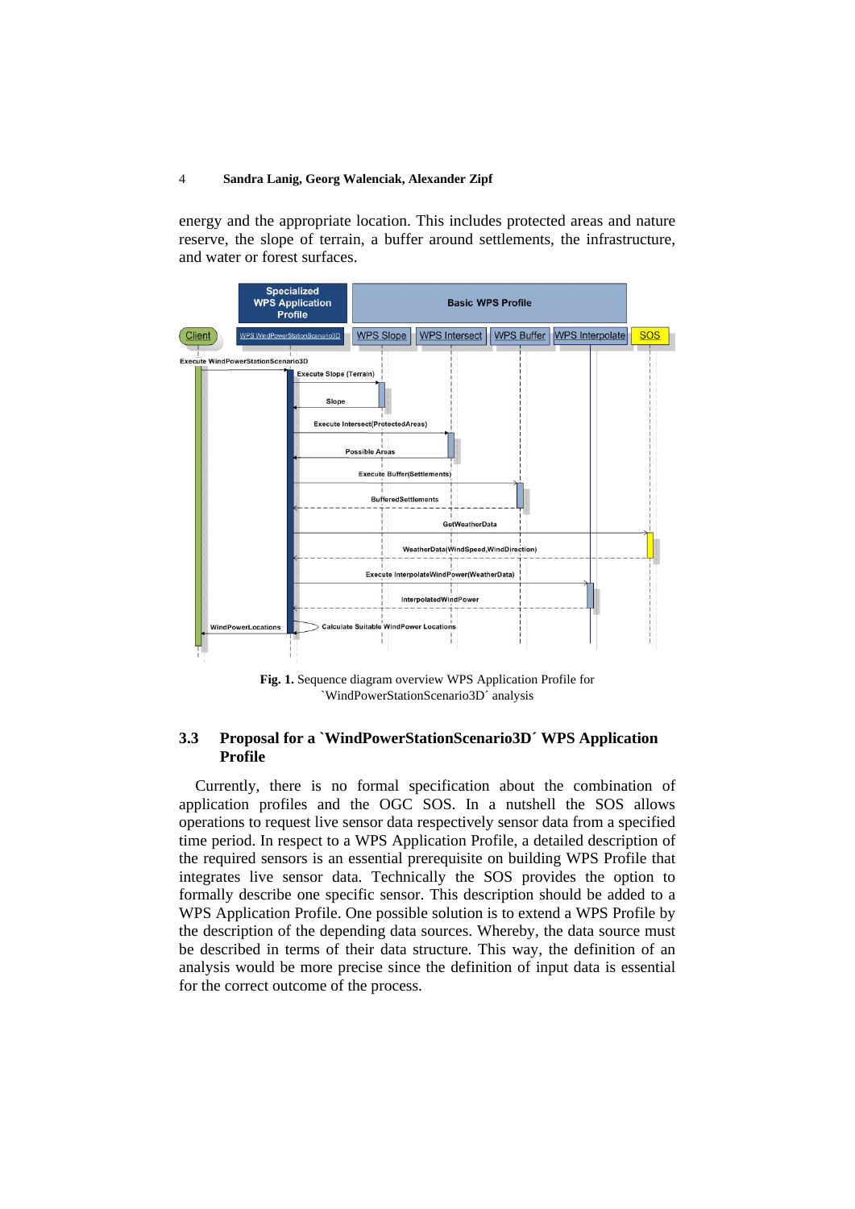energy and the appropriate location. This includes protected areas and nature reserve, the slope of terrain, a buffer around settlements, the infrastructure, and water or forest surfaces.

**Fig. 1.** Sequence diagram overview WPS Application Profile for \`WindPowerStationScenario3D´ analysis

### 3.3 Proposal for a \`WindPowerStationScenario3D´ WPS Application Profile

Currently, there is no formal specification about the combination of application profiles and the OGC SOS. In a nutshell the SOS allows operations to request live sensor data respectively sensor data from a specified time period. In respect to a WPS Application Profile, a detailed description of the required sensors is an essential prerequisite on building WPS Profile that integrates live sensor data. Technically the SOS provides the option to formally describe one specific sensor. This description should be added to a WPS Application Profile. One possible solution is to extend a WPS Profile by the description of the depending data sources. Whereby, the data source must be described in terms of their data structure. This way, the definition of an analysis would be more precise since the definition of input data is essential for the correct outcome of the process.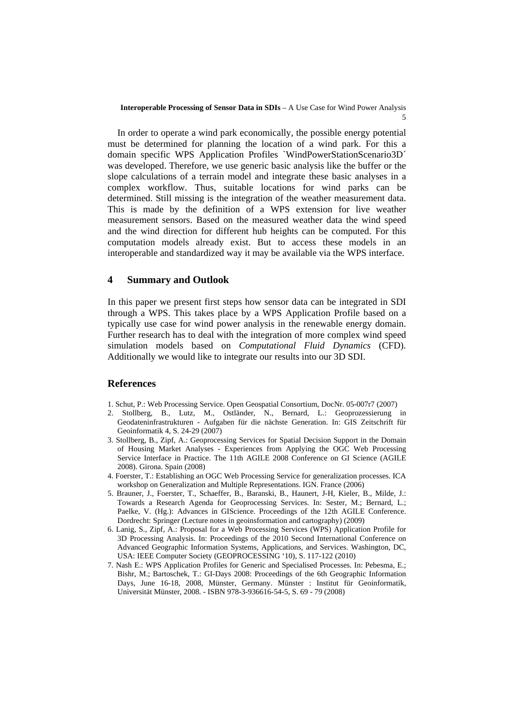In order to operate a wind park economically, the possible energy potential must be determined for planning the location of a wind park. For this a domain specific WPS Application Profiles `WindPowerStationScenario3D´ was developed. Therefore, we use generic basic analysis like the buffer or the slope calculations of a terrain model and integrate these basic analyses in a complex workflow. Thus, suitable locations for wind parks can be determined. Still missing is the integration of the weather measurement data. This is made by the definition of a WPS extension for live weather measurement sensors. Based on the measured weather data the wind speed and the wind direction for different hub heights can be computed. For this computation models already exist. But to access these models in an interoperable and standardized way it may be available via the WPS interface.

## 4 Summary and Outlook

In this paper we present first steps how sensor data can be integrated in SDI through a WPS. This takes place by a WPS Application Profile based on a typically use case for wind power analysis in the renewable energy domain. Further research has to deal with the integration of more complex wind speed simulation models based on *Computational Fluid Dynamics* (CFD). Additionally we would like to integrate our results into our 3D SDI.

## References

1. Schut, P.: Web Processing Service. Open Geospatial Consortium, DocNr. 05-007r7 (2007)
2. Stollberg, B., Lutz, M., Ostländer, N., Bernard, L.: Geoprozessierung in Geodateninfrastrukturen - Aufgaben für die nächste Generation. In: GIS Zeitschrift für Geoinformatik 4, S. 24-29 (2007)
3. Stollberg, B., Zipf, A.: Geoprocessing Services for Spatial Decision Support in the Domain of Housing Market Analyses - Experiences from Applying the OGC Web Processing Service Interface in Practice. The 11th AGILE 2008 Conference on GI Science (AGILE 2008). Girona. Spain (2008)
4. Foerster, T.: Establishing an OGC Web Processing Service for generalization processes. ICA workshop on Generalization and Multiple Representations. IGN. France (2006)
5. Brauner, J., Foerster, T., Schaeffer, B., Baranski, B., Haunert, J-H, Kieler, B., Milde, J.: Towards a Research Agenda for Geoprocessing Services. In: Sester, M.; Bernard, L.; Paelke, V. (Hg.): Advances in GIScience. Proceedings of the 12th AGILE Conference. Dordrecht: Springer (Lecture notes in geoinsformation and cartography) (2009)
6. Lanig, S., Zipf, A.: Proposal for a Web Processing Services (WPS) Application Profile for 3D Processing Analysis. In: Proceedings of the 2010 Second International Conference on Advanced Geographic Information Systems, Applications, and Services. Washington, DC, USA: IEEE Computer Society (GEOPROCESSING '10), S. 117-122 (2010)
7. Nash E.: WPS Application Profiles for Generic and Specialised Processes. In: Pebesma, E.; Bishr, M.; Bartoschek, T.: GI-Days 2008: Proceedings of the 6th Geographic Information Days, June 16-18, 2008, Münster, Germany. Münster : Institut für Geoinformatik, Universität Münster, 2008. - ISBN 978-3-936616-54-5, S. 69 - 79 (2008)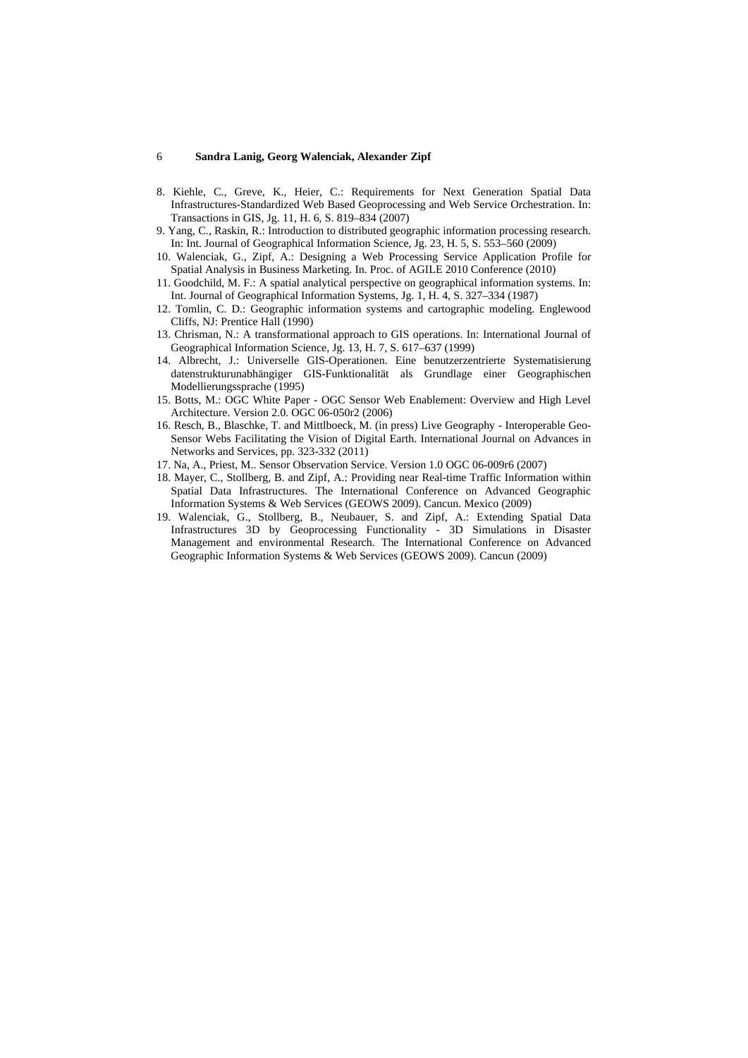8. Kiehle, C., Greve, K., Heier, C.: Requirements for Next Generation Spatial Data Infrastructures-Standardized Web Based Geoprocessing and Web Service Orchestration. In: Transactions in GIS, Jg. 11, H. 6, S. 819–834 (2007)
9. Yang, C., Raskin, R.: Introduction to distributed geographic information processing research. In: Int. Journal of Geographical Information Science, Jg. 23, H. 5, S. 553–560 (2009)
10. Walenciak, G., Zipf, A.: Designing a Web Processing Service Application Profile for Spatial Analysis in Business Marketing. In. Proc. of AGILE 2010 Conference (2010)
11. Goodchild, M. F.: A spatial analytical perspective on geographical information systems. In: Int. Journal of Geographical Information Systems, Jg. 1, H. 4, S. 327–334 (1987)
12. Tomlin, C. D.: Geographic information systems and cartographic modeling. Englewood Cliffs, NJ: Prentice Hall (1990)
13. Chrisman, N.: A transformational approach to GIS operations. In: International Journal of Geographical Information Science, Jg. 13, H. 7, S. 617–637 (1999)
14. Albrecht, J.: Universelle GIS-Operationen. Eine benutzerzentrierte Systematisierung datenstrukturunabhängiger GIS-Funktionalität als Grundlage einer Geographischen Modellierungssprache (1995)
15. Botts, M.: OGC White Paper - OGC Sensor Web Enablement: Overview and High Level Architecture. Version 2.0. OGC 06-050r2 (2006)
16. Resch, B., Blaschke, T. and Mittlboeck, M. (in press) Live Geography - Interoperable Geo-Sensor Webs Facilitating the Vision of Digital Earth. International Journal on Advances in Networks and Services, pp. 323-332 (2011)
17. Na, A., Priest, M.. Sensor Observation Service. Version 1.0 OGC 06-009r6 (2007)
18. Mayer, C., Stollberg, B. and Zipf, A.: Providing near Real-time Traffic Information within Spatial Data Infrastructures. The International Conference on Advanced Geographic Information Systems & Web Services (GEOWS 2009). Cancun. Mexico (2009)
19. Walenciak, G., Stollberg, B., Neubauer, S. and Zipf, A.: Extending Spatial Data Infrastructures 3D by Geoprocessing Functionality - 3D Simulations in Disaster Management and environmental Research. The International Conference on Advanced Geographic Information Systems & Web Services (GEOWS 2009). Cancun (2009)